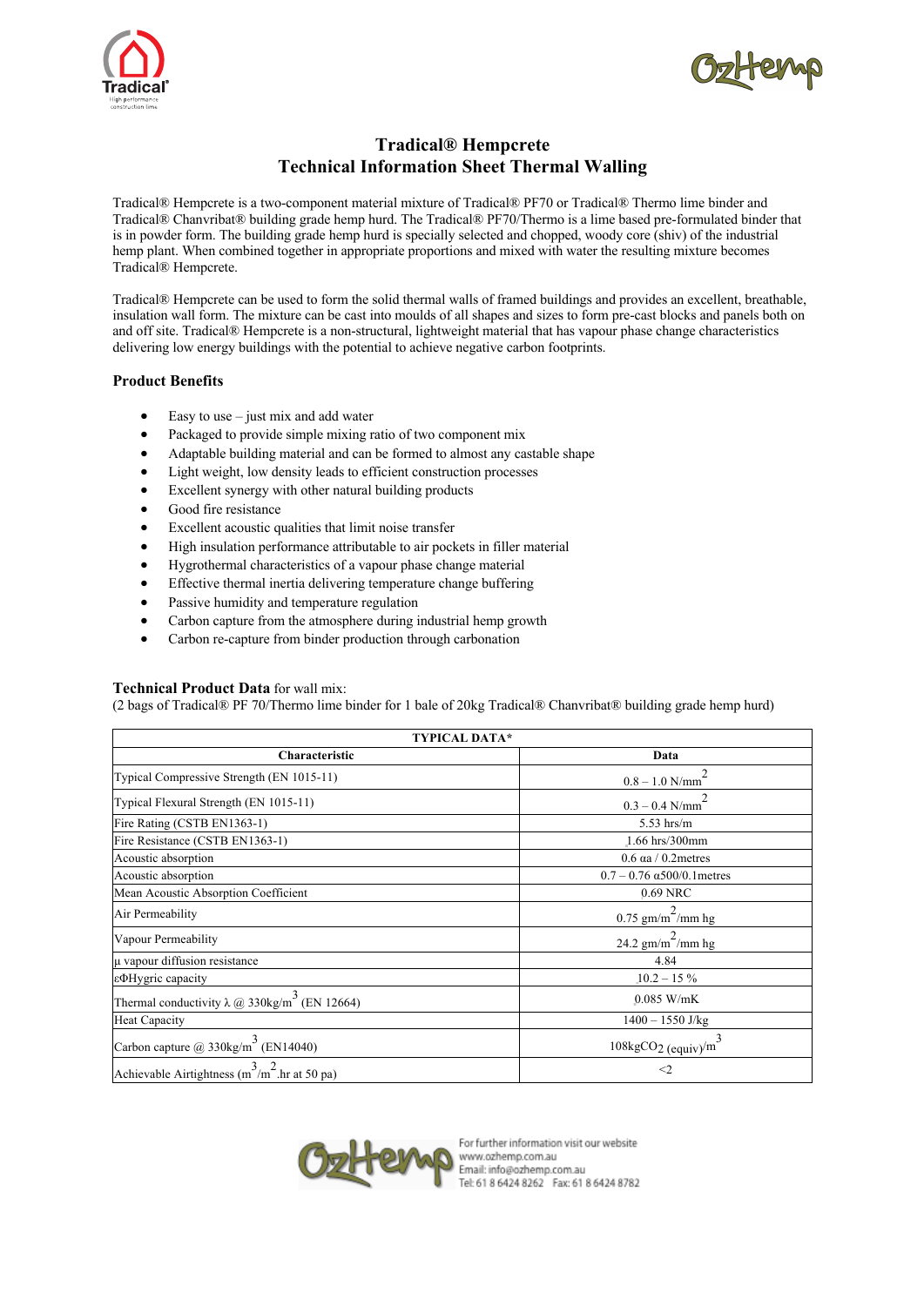# Tradical® Hempcrete
## Technical Information Sheet Thermal Walling

Tradical® Hempcrete is a two-component material mixture of Tradical® PF70 or Tradical® Thermo lime binder and Tradical® Chanvribat® building grade hemp hurd. The Tradical® PF70/Thermo is a lime based pre-formulated binder that is in powder form. The building grade hemp hurd is specially selected and chopped, woody core (shiv) of the industrial hemp plant. When combined together in appropriate proportions and mixed with water the resulting mixture becomes Tradical® Hempcrete.

Tradical® Hempcrete can be used to form the solid thermal walls of framed buildings and provides an excellent, breathable, insulation wall form. The mixture can be cast into moulds of all shapes and sizes to form pre-cast blocks and panels both on and off site. Tradical® Hempcrete is a non-structural, lightweight material that has vapour phase change characteristics delivering low energy buildings with the potential to achieve negative carbon footprints.

### Product Benefits

- Easy to use – just mix and add water
- Packaged to provide simple mixing ratio of two component mix
- Adaptable building material and can be formed to almost any castable shape
- Light weight, low density leads to efficient construction processes
- Excellent synergy with other natural building products
- Good fire resistance
- Excellent acoustic qualities that limit noise transfer
- High insulation performance attributable to air pockets in filler material
- Hygrothermal characteristics of a vapour phase change material
- Effective thermal inertia delivering temperature change buffering
- Passive humidity and temperature regulation
- Carbon capture from the atmosphere during industrial hemp growth
- Carbon re-capture from binder production through carbonation

**Technical Product Data** for wall mix:
(2 bags of Tradical® PF 70/Thermo lime binder for 1 bale of 20kg Tradical® Chanvribat® building grade hemp hurd)

| TYPICAL DATA* | |
|---|---|
| **Characteristic** | **Data** |
| Typical Compressive Strength (EN 1015-11) | 0.8 – 1.0 N/mm$^2$ |
| Typical Flexural Strength (EN 1015-11) | 0.3 – 0.4 N/mm$^2$ |
| Fire Rating (CSTB EN1363-1) | 5.53 hrs/m |
| Fire Resistance (CSTB EN1363-1) | 1.66 hrs/300mm |
| Acoustic absorption | 0.6 αa / 0.2metres |
| Acoustic absorption | 0.7 – 0.76 α500/0.1metres |
| Mean Acoustic Absorption Coefficient | 0.69 NRC |
| Air Permeability | 0.75 gm/m$^2$/mm hg |
| Vapour Permeability | 24.2 gm/m$^2$/mm hg |
| µ vapour diffusion resistance | 4.84 |
| εΦHygric capacity | 10.2 – 15 % |
| Thermal conductivity λ @ 330kg/m$^3$ (EN 12664) | 0.085 W/mK |
| Heat Capacity | 1400 – 1550 J/kg |
| Carbon capture @ 330kg/m$^3$ (EN14040) | 108kg$CO_2$ (equiv)/m$^3$ |
| Achievable Airtightness (m$^3$/m$^2$.hr at 50 pa) | <2 |

For further information visit our website
www.ozhemp.com.au
Email: info@ozhemp.com.au
Tel: 61 8 6424 8262 Fax: 61 8 6424 8782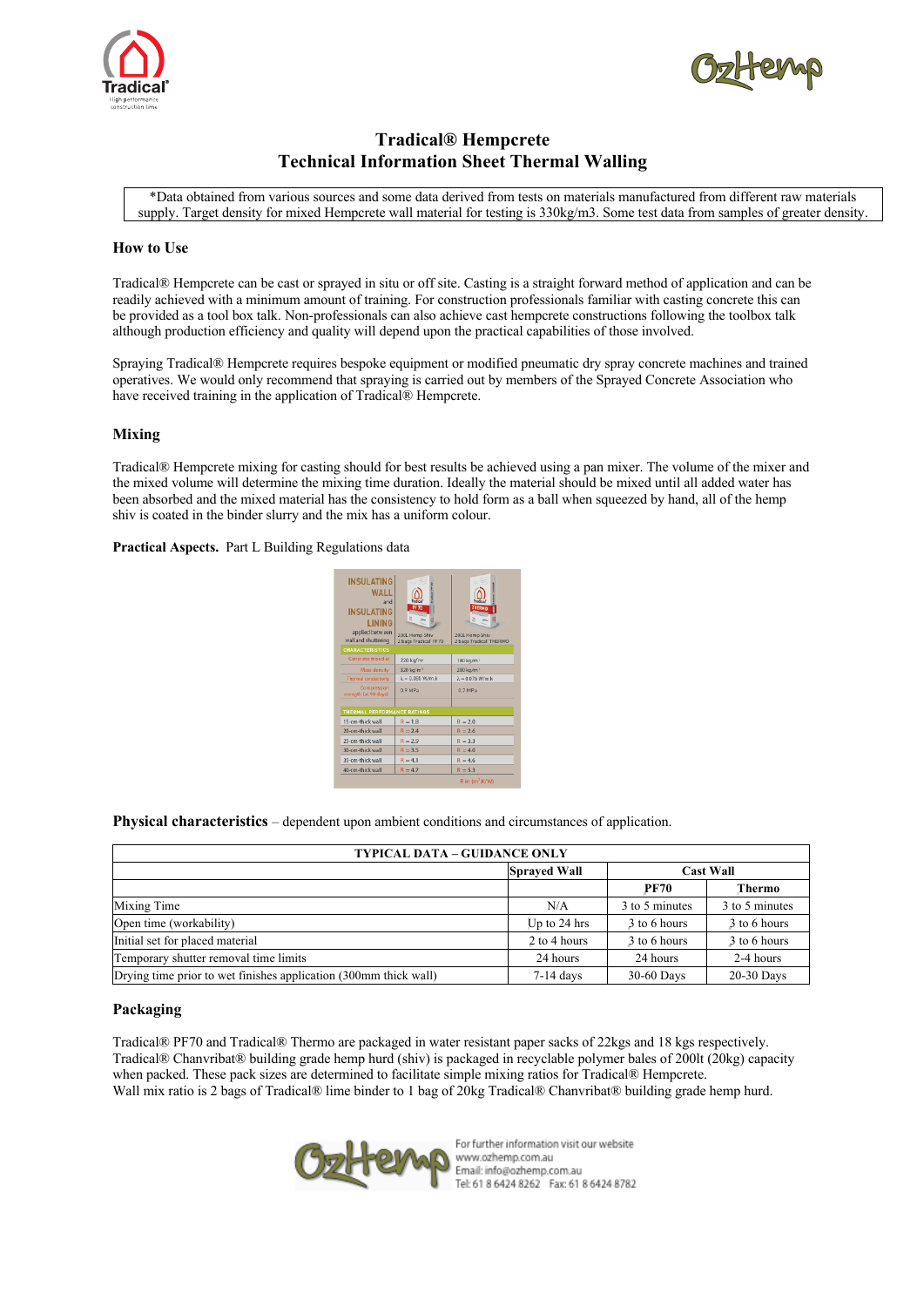# Tradical® Hempcrete
# Technical Information Sheet Thermal Walling

*Data obtained from various sources and some data derived from tests on materials manufactured from different raw materials supply. Target density for mixed Hempcrete wall material for testing is 330kg/m3. Some test data from samples of greater density.

### How to Use

Tradical® Hempcrete can be cast or sprayed in situ or off site. Casting is a straight forward method of application and can be readily achieved with a minimum amount of training. For construction professionals familiar with casting concrete this can be provided as a tool box talk. Non-professionals can also achieve cast hempcrete constructions following the toolbox talk although production efficiency and quality will depend upon the practical capabilities of those involved.

Spraying Tradical® Hempcrete requires bespoke equipment or modified pneumatic dry spray concrete machines and trained operatives. We would only recommend that spraying is carried out by members of the Sprayed Concrete Association who have received training in the application of Tradical® Hempcrete.

### Mixing

Tradical® Hempcrete mixing for casting should for best results be achieved using a pan mixer. The volume of the mixer and the mixed volume will determine the mixing time duration. Ideally the material should be mixed until all added water has been absorbed and the mixed material has the consistency to hold form as a ball when squeezed by hand, all of the hemp shiv is coated in the binder slurry and the mix has a uniform colour.

**Practical Aspects.** Part L Building Regulations data

| INSULATING WALL and INSULATING LINING applied between wall and shuttering | 200L Hemp Shiv 2 bags Tradical PF70 | 200L Hemp Shiv 2 bags Tradical THERMO |
|---|---|---|
| **CHARACTERISTICS** | | |
| Consumed material | 220 kg/m³ | 180 kg/m³ |
| Mass density | 320 kg/m³ | 280 kg/m³ |
| Thermal conductivity | λ = 0.085 W/m.k | λ = 0.075 W/m.k |
| Compression strength (at 90 days) | 0.9 MPa | 0.7 MPa |
| **THERMAL PERFORMANCE RATINGS** | | |
| 15-cm-thick wall | R = 1.8 | R = 2.0 |
| 20-cm-thick wall | R = 2.4 | R = 2.6 |
| 25-cm-thick wall | R = 2.9 | R = 3.3 |
| 30-cm-thick wall | R = 3.5 | R = 4.0 |
| 35-cm-thick wall | R = 4.1 | R = 4.6 |
| 40-cm-thick wall | R = 4.7 | R = 5.3 |

R in (m².K/W)

**Physical characteristics** – dependent upon ambient conditions and circumstances of application.

| TYPICAL DATA – GUIDANCE ONLY | | | |
|---|---|---|---|
| | **Sprayed Wall** | **Cast Wall** | |
| | | **PF70** | **Thermo** |
| Mixing Time | N/A | 3 to 5 minutes | 3 to 5 minutes |
| Open time (workability) | Up to 24 hrs | 3 to 6 hours | 3 to 6 hours |
| Initial set for placed material | 2 to 4 hours | 3 to 6 hours | 3 to 6 hours |
| Temporary shutter removal time limits | 24 hours | 24 hours | 2-4 hours |
| Drying time prior to wet finishes application (300mm thick wall) | 7-14 days | 30-60 Days | 20-30 Days |

### Packaging

Tradical® PF70 and Tradical® Thermo are packaged in water resistant paper sacks of 22kgs and 18 kgs respectively. Tradical® Chanvribat® building grade hemp hurd (shiv) is packaged in recyclable polymer bales of 200lt (20kg) capacity when packed. These pack sizes are determined to facilitate simple mixing ratios for Tradical® Hempcrete.
Wall mix ratio is 2 bags of Tradical® lime binder to 1 bag of 20kg Tradical® Chanvribat® building grade hemp hurd.

For further information visit our website
www.ozhemp.com.au
Email: info@ozhemp.com.au
Tel: 61 8 6424 8262 Fax: 61 8 6424 8782